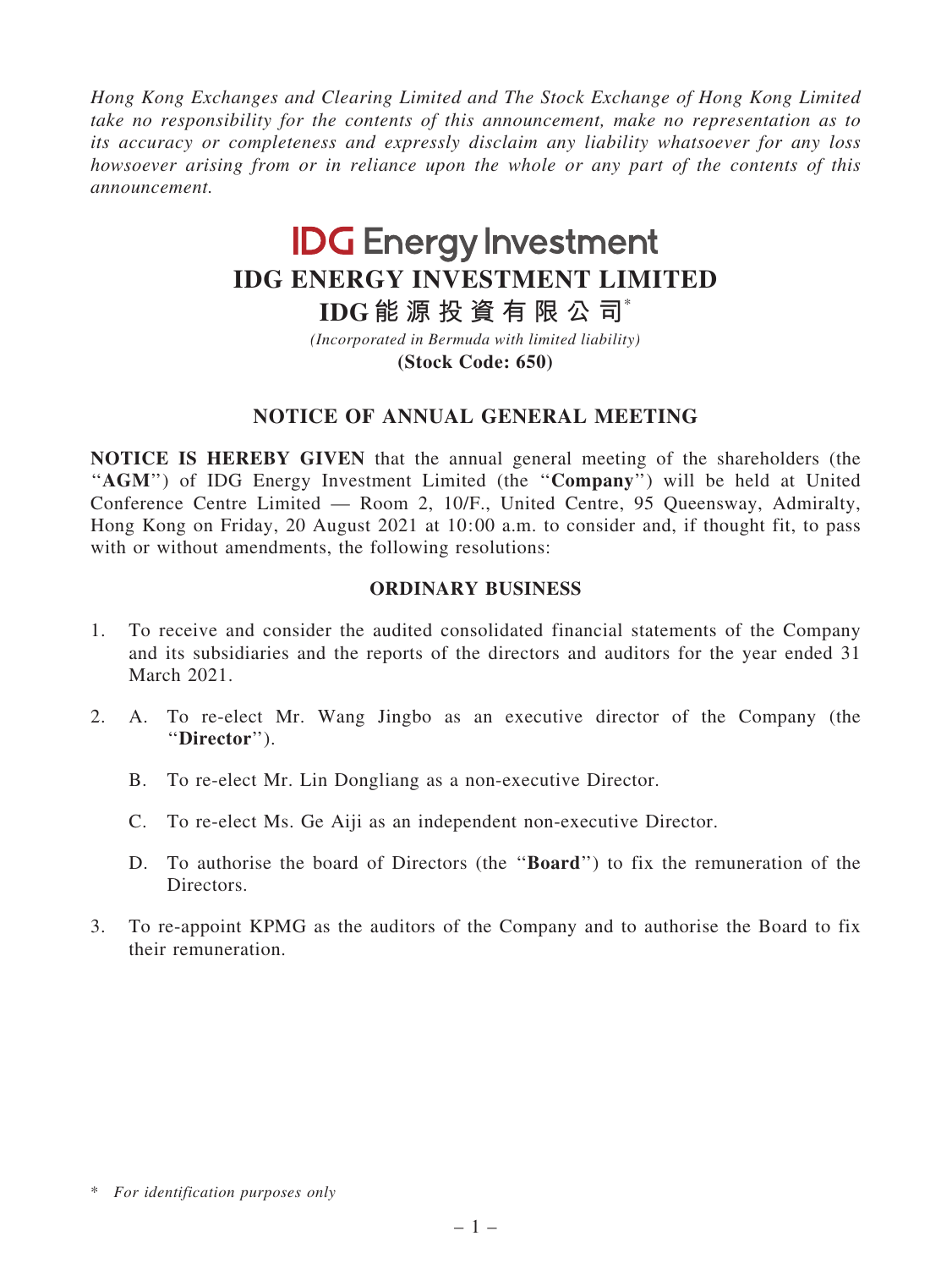*Hong Kong Exchanges and Clearing Limited and The Stock Exchange of Hong Kong Limited take no responsibility for the contents of this announcement, make no representation as to its accuracy or completeness and expressly disclaim any liability whatsoever for any loss howsoever arising from or in reliance upon the whole or any part of the contents of this announcement.*

IDG Energy Investment

# IDG ENERGY INVESTMENT LIMITED

# IDG能源投資有限公司*

*(Incorporated in Bermuda with limited liability)*

**(Stock Code: 650)**

## NOTICE OF ANNUAL GENERAL MEETING

**NOTICE IS HEREBY GIVEN** that the annual general meeting of the shareholders (the "**AGM**") of IDG Energy Investment Limited (the "**Company**") will be held at United Conference Centre Limited — Room 2, 10/F., United Centre, 95 Queensway, Admiralty, Hong Kong on Friday, 20 August 2021 at 10:00 a.m. to consider and, if thought fit, to pass with or without amendments, the following resolutions:

### ORDINARY BUSINESS

1. To receive and consider the audited consolidated financial statements of the Company and its subsidiaries and the reports of the directors and auditors for the year ended 31 March 2021.

2. A. To re-elect Mr. Wang Jingbo as an executive director of the Company (the "**Director**").

   B. To re-elect Mr. Lin Dongliang as a non-executive Director.

   C. To re-elect Ms. Ge Aiji as an independent non-executive Director.

   D. To authorise the board of Directors (the "**Board**") to fix the remuneration of the Directors.

3. To re-appoint KPMG as the auditors of the Company and to authorise the Board to fix their remuneration.

\* *For identification purposes only*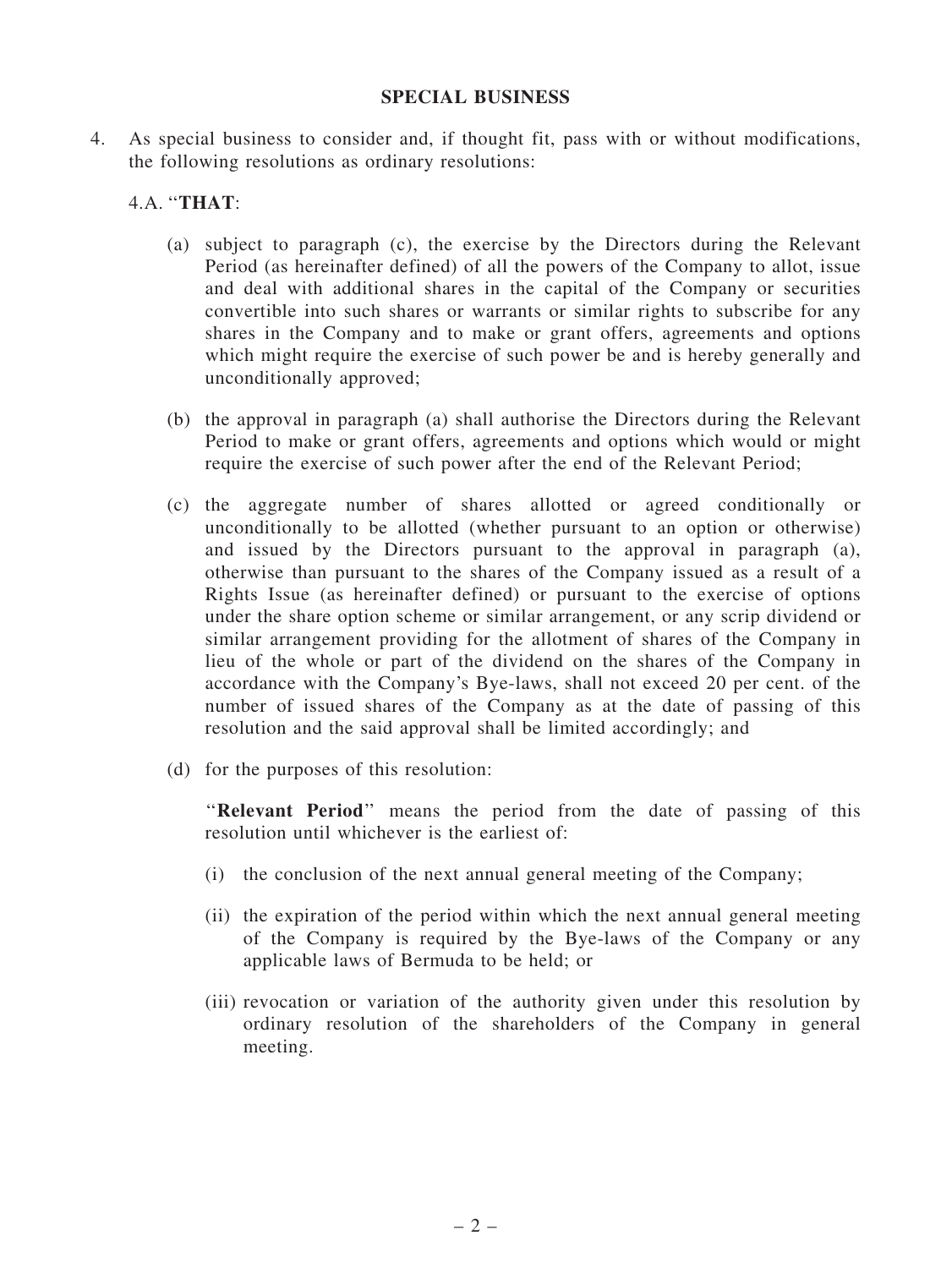## SPECIAL BUSINESS

4. As special business to consider and, if thought fit, pass with or without modifications, the following resolutions as ordinary resolutions:

4.A. "**THAT**:

(a) subject to paragraph (c), the exercise by the Directors during the Relevant Period (as hereinafter defined) of all the powers of the Company to allot, issue and deal with additional shares in the capital of the Company or securities convertible into such shares or warrants or similar rights to subscribe for any shares in the Company and to make or grant offers, agreements and options which might require the exercise of such power be and is hereby generally and unconditionally approved;

(b) the approval in paragraph (a) shall authorise the Directors during the Relevant Period to make or grant offers, agreements and options which would or might require the exercise of such power after the end of the Relevant Period;

(c) the aggregate number of shares allotted or agreed conditionally or unconditionally to be allotted (whether pursuant to an option or otherwise) and issued by the Directors pursuant to the approval in paragraph (a), otherwise than pursuant to the shares of the Company issued as a result of a Rights Issue (as hereinafter defined) or pursuant to the exercise of options under the share option scheme or similar arrangement, or any scrip dividend or similar arrangement providing for the allotment of shares of the Company in lieu of the whole or part of the dividend on the shares of the Company in accordance with the Company's Bye-laws, shall not exceed 20 per cent. of the number of issued shares of the Company as at the date of passing of this resolution and the said approval shall be limited accordingly; and

(d) for the purposes of this resolution:

"**Relevant Period**" means the period from the date of passing of this resolution until whichever is the earliest of:

(i) the conclusion of the next annual general meeting of the Company;

(ii) the expiration of the period within which the next annual general meeting of the Company is required by the Bye-laws of the Company or any applicable laws of Bermuda to be held; or

(iii) revocation or variation of the authority given under this resolution by ordinary resolution of the shareholders of the Company in general meeting.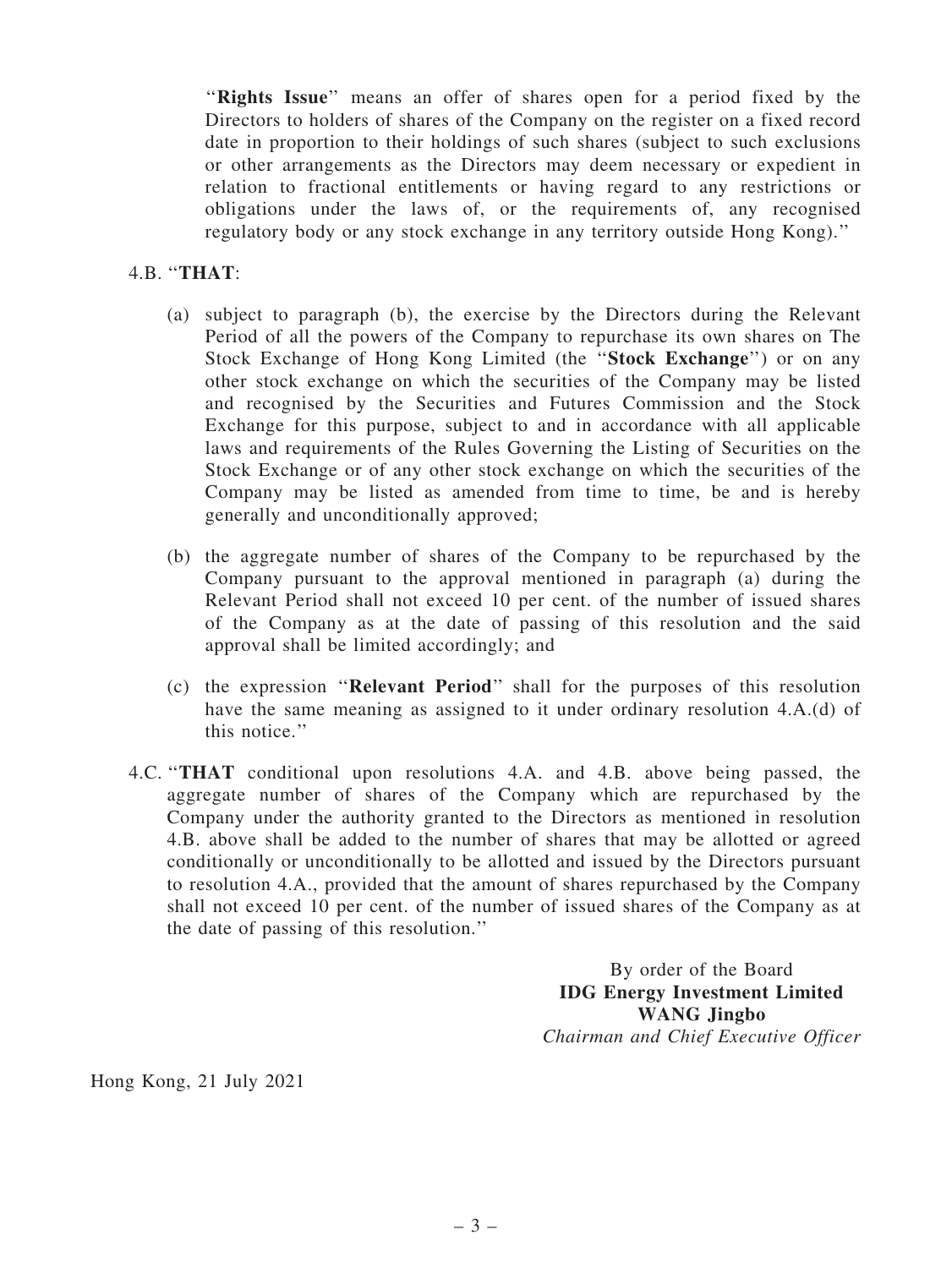"**Rights Issue**" means an offer of shares open for a period fixed by the Directors to holders of shares of the Company on the register on a fixed record date in proportion to their holdings of such shares (subject to such exclusions or other arrangements as the Directors may deem necessary or expedient in relation to fractional entitlements or having regard to any restrictions or obligations under the laws of, or the requirements of, any recognised regulatory body or any stock exchange in any territory outside Hong Kong)."

4.B. "**THAT**:

(a) subject to paragraph (b), the exercise by the Directors during the Relevant Period of all the powers of the Company to repurchase its own shares on The Stock Exchange of Hong Kong Limited (the "**Stock Exchange**") or on any other stock exchange on which the securities of the Company may be listed and recognised by the Securities and Futures Commission and the Stock Exchange for this purpose, subject to and in accordance with all applicable laws and requirements of the Rules Governing the Listing of Securities on the Stock Exchange or of any other stock exchange on which the securities of the Company may be listed as amended from time to time, be and is hereby generally and unconditionally approved;

(b) the aggregate number of shares of the Company to be repurchased by the Company pursuant to the approval mentioned in paragraph (a) during the Relevant Period shall not exceed 10 per cent. of the number of issued shares of the Company as at the date of passing of this resolution and the said approval shall be limited accordingly; and

(c) the expression "**Relevant Period**" shall for the purposes of this resolution have the same meaning as assigned to it under ordinary resolution 4.A.(d) of this notice."

4.C. "**THAT** conditional upon resolutions 4.A. and 4.B. above being passed, the aggregate number of shares of the Company which are repurchased by the Company under the authority granted to the Directors as mentioned in resolution 4.B. above shall be added to the number of shares that may be allotted or agreed conditionally or unconditionally to be allotted and issued by the Directors pursuant to resolution 4.A., provided that the amount of shares repurchased by the Company shall not exceed 10 per cent. of the number of issued shares of the Company as at the date of passing of this resolution."

By order of the Board
**IDG Energy Investment Limited**
**WANG Jingbo**
*Chairman and Chief Executive Officer*

Hong Kong, 21 July 2021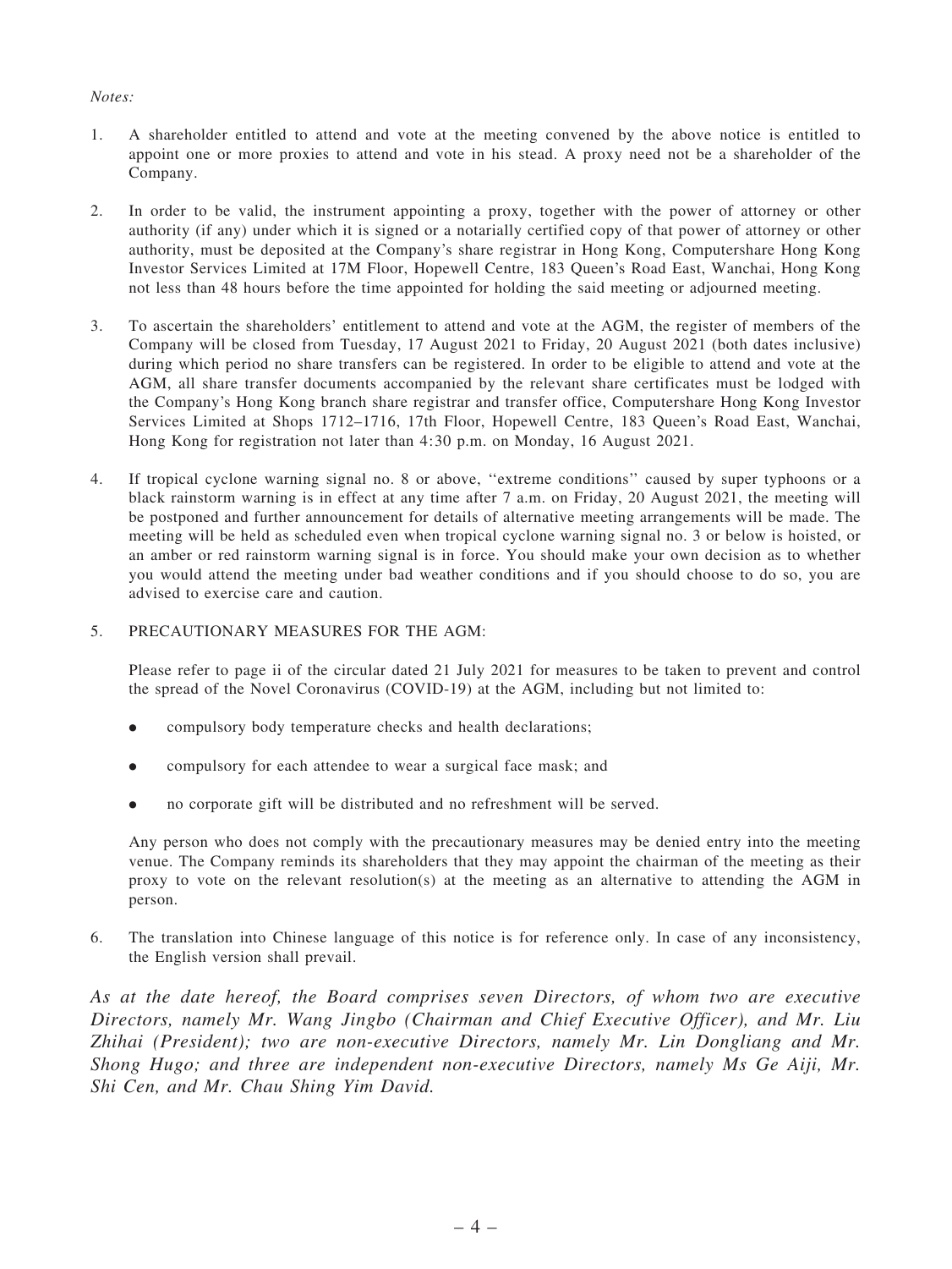*Notes:*

1. A shareholder entitled to attend and vote at the meeting convened by the above notice is entitled to appoint one or more proxies to attend and vote in his stead. A proxy need not be a shareholder of the Company.

2. In order to be valid, the instrument appointing a proxy, together with the power of attorney or other authority (if any) under which it is signed or a notarially certified copy of that power of attorney or other authority, must be deposited at the Company's share registrar in Hong Kong, Computershare Hong Kong Investor Services Limited at 17M Floor, Hopewell Centre, 183 Queen's Road East, Wanchai, Hong Kong not less than 48 hours before the time appointed for holding the said meeting or adjourned meeting.

3. To ascertain the shareholders' entitlement to attend and vote at the AGM, the register of members of the Company will be closed from Tuesday, 17 August 2021 to Friday, 20 August 2021 (both dates inclusive) during which period no share transfers can be registered. In order to be eligible to attend and vote at the AGM, all share transfer documents accompanied by the relevant share certificates must be lodged with the Company's Hong Kong branch share registrar and transfer office, Computershare Hong Kong Investor Services Limited at Shops 1712–1716, 17th Floor, Hopewell Centre, 183 Queen's Road East, Wanchai, Hong Kong for registration not later than 4:30 p.m. on Monday, 16 August 2021.

4. If tropical cyclone warning signal no. 8 or above, ''extreme conditions'' caused by super typhoons or a black rainstorm warning is in effect at any time after 7 a.m. on Friday, 20 August 2021, the meeting will be postponed and further announcement for details of alternative meeting arrangements will be made. The meeting will be held as scheduled even when tropical cyclone warning signal no. 3 or below is hoisted, or an amber or red rainstorm warning signal is in force. You should make your own decision as to whether you would attend the meeting under bad weather conditions and if you should choose to do so, you are advised to exercise care and caution.

5. PRECAUTIONARY MEASURES FOR THE AGM:

   Please refer to page ii of the circular dated 21 July 2021 for measures to be taken to prevent and control the spread of the Novel Coronavirus (COVID-19) at the AGM, including but not limited to:

   - compulsory body temperature checks and health declarations;
   - compulsory for each attendee to wear a surgical face mask; and
   - no corporate gift will be distributed and no refreshment will be served.

   Any person who does not comply with the precautionary measures may be denied entry into the meeting venue. The Company reminds its shareholders that they may appoint the chairman of the meeting as their proxy to vote on the relevant resolution(s) at the meeting as an alternative to attending the AGM in person.

6. The translation into Chinese language of this notice is for reference only. In case of any inconsistency, the English version shall prevail.

*As at the date hereof, the Board comprises seven Directors, of whom two are executive Directors, namely Mr. Wang Jingbo (Chairman and Chief Executive Officer), and Mr. Liu Zhihai (President); two are non-executive Directors, namely Mr. Lin Dongliang and Mr. Shong Hugo; and three are independent non-executive Directors, namely Ms Ge Aiji, Mr. Shi Cen, and Mr. Chau Shing Yim David.*